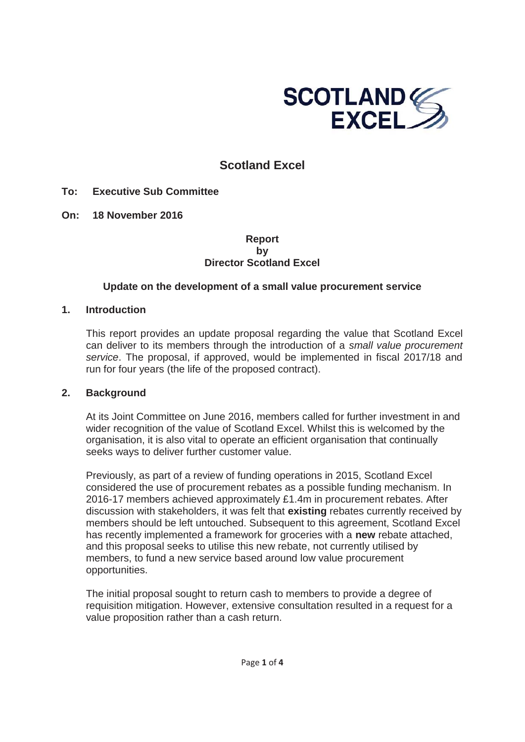# Scotland Excel

**To: Executive Sub Committee**

**On: 18 November 2016**

**Report**
**by**
**Director Scotland Excel**

**Update on the development of a small value procurement service**

## 1. Introduction

This report provides an update proposal regarding the value that Scotland Excel can deliver to its members through the introduction of a *small value procurement service*. The proposal, if approved, would be implemented in fiscal 2017/18 and run for four years (the life of the proposed contract).

## 2. Background

At its Joint Committee on June 2016, members called for further investment in and wider recognition of the value of Scotland Excel. Whilst this is welcomed by the organisation, it is also vital to operate an efficient organisation that continually seeks ways to deliver further customer value.

Previously, as part of a review of funding operations in 2015, Scotland Excel considered the use of procurement rebates as a possible funding mechanism. In 2016-17 members achieved approximately £1.4m in procurement rebates. After discussion with stakeholders, it was felt that **existing** rebates currently received by members should be left untouched. Subsequent to this agreement, Scotland Excel has recently implemented a framework for groceries with a **new** rebate attached, and this proposal seeks to utilise this new rebate, not currently utilised by members, to fund a new service based around low value procurement opportunities.

The initial proposal sought to return cash to members to provide a degree of requisition mitigation. However, extensive consultation resulted in a request for a value proposition rather than a cash return.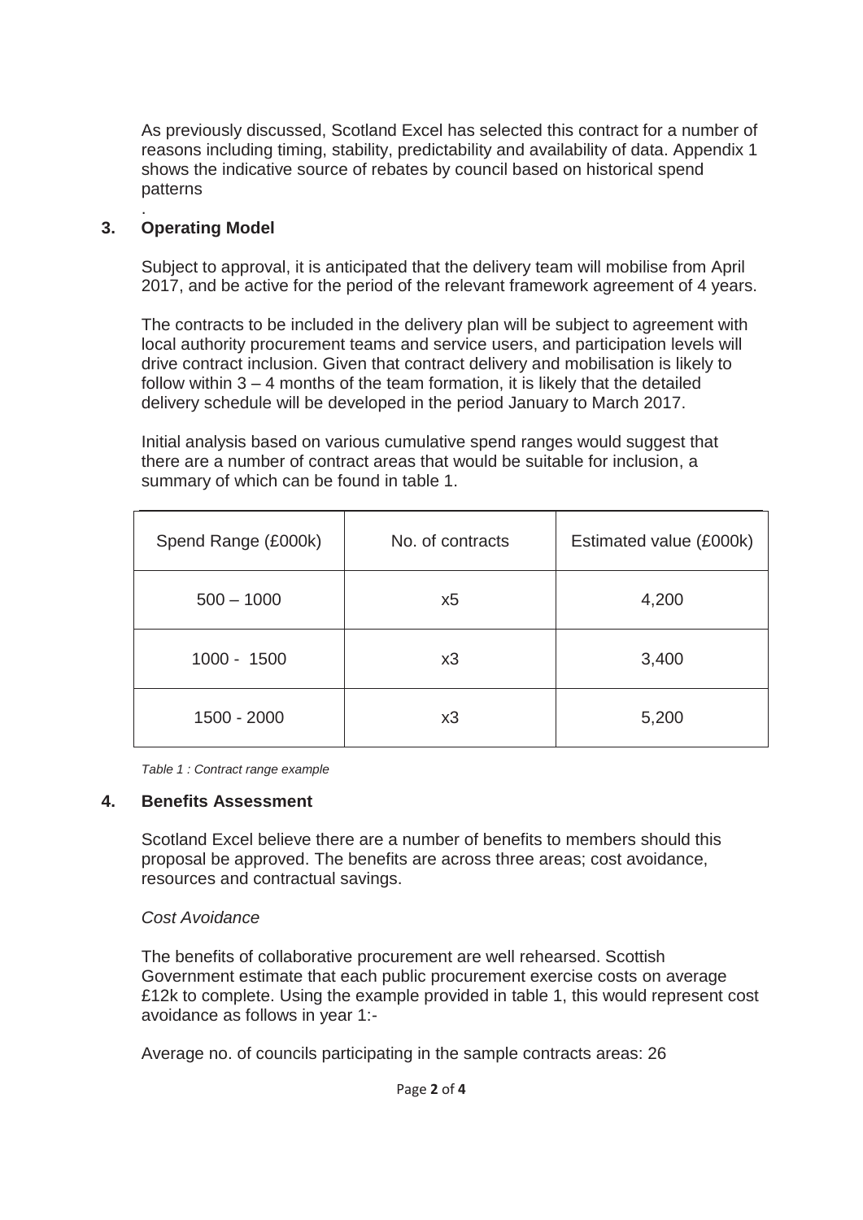As previously discussed, Scotland Excel has selected this contract for a number of reasons including timing, stability, predictability and availability of data. Appendix 1 shows the indicative source of rebates by council based on historical spend patterns

.

## 3. Operating Model

Subject to approval, it is anticipated that the delivery team will mobilise from April 2017, and be active for the period of the relevant framework agreement of 4 years.

The contracts to be included in the delivery plan will be subject to agreement with local authority procurement teams and service users, and participation levels will drive contract inclusion. Given that contract delivery and mobilisation is likely to follow within 3 – 4 months of the team formation, it is likely that the detailed delivery schedule will be developed in the period January to March 2017.

Initial analysis based on various cumulative spend ranges would suggest that there are a number of contract areas that would be suitable for inclusion, a summary of which can be found in table 1.

| Spend Range (£000k) | No. of contracts | Estimated value (£000k) |
| --- | --- | --- |
| 500 – 1000 | x5 | 4,200 |
| 1000 - 1500 | x3 | 3,400 |
| 1500 - 2000 | x3 | 5,200 |

*Table 1 : Contract range example*

## 4. Benefits Assessment

Scotland Excel believe there are a number of benefits to members should this proposal be approved. The benefits are across three areas; cost avoidance, resources and contractual savings.

*Cost Avoidance*

The benefits of collaborative procurement are well rehearsed. Scottish Government estimate that each public procurement exercise costs on average £12k to complete. Using the example provided in table 1, this would represent cost avoidance as follows in year 1:-

Average no. of councils participating in the sample contracts areas: 26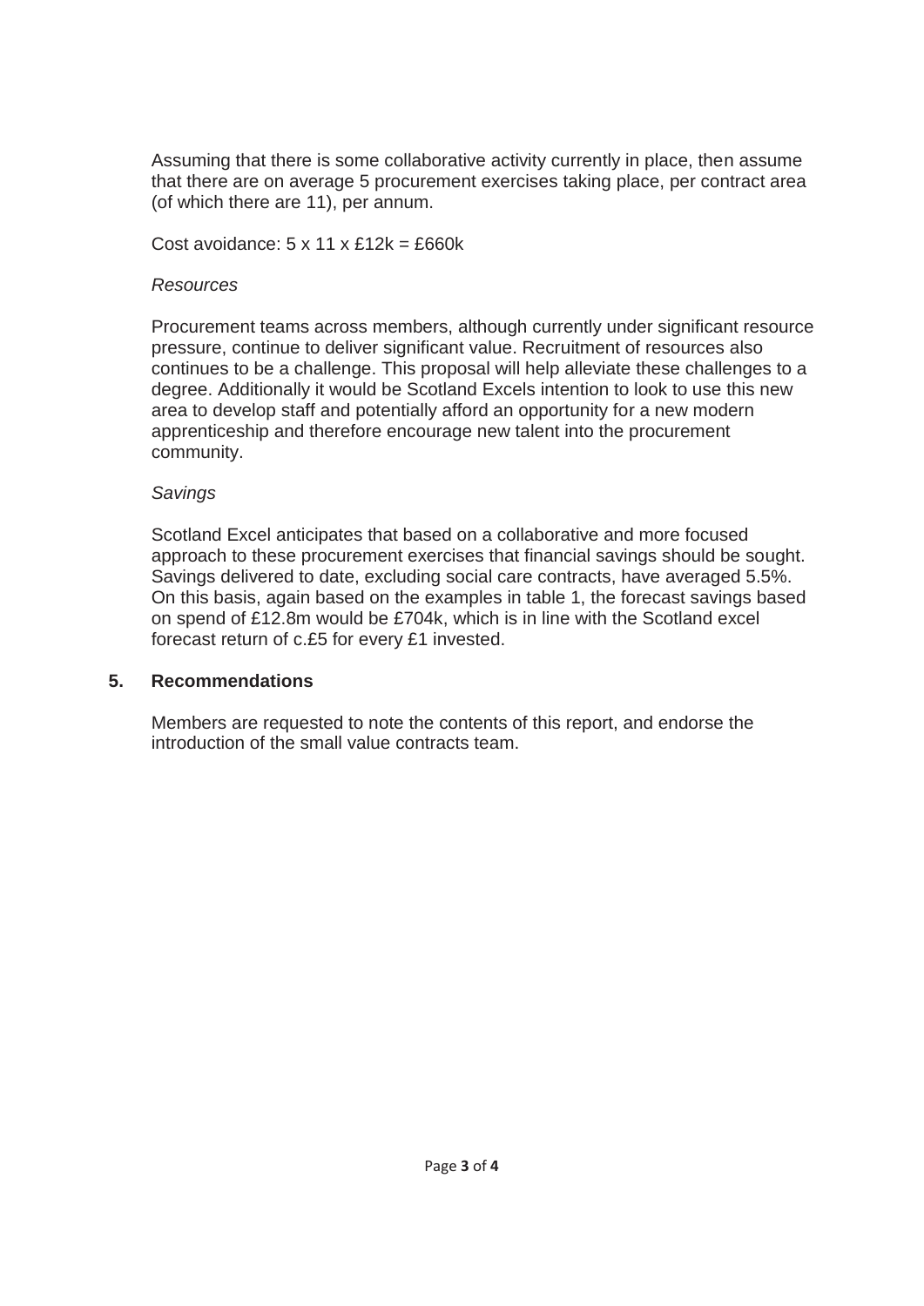Assuming that there is some collaborative activity currently in place, then assume that there are on average 5 procurement exercises taking place, per contract area (of which there are 11), per annum.

Cost avoidance: 5 x 11 x £12k = £660k

*Resources*

Procurement teams across members, although currently under significant resource pressure, continue to deliver significant value. Recruitment of resources also continues to be a challenge. This proposal will help alleviate these challenges to a degree. Additionally it would be Scotland Excels intention to look to use this new area to develop staff and potentially afford an opportunity for a new modern apprenticeship and therefore encourage new talent into the procurement community.

*Savings*

Scotland Excel anticipates that based on a collaborative and more focused approach to these procurement exercises that financial savings should be sought. Savings delivered to date, excluding social care contracts, have averaged 5.5%. On this basis, again based on the examples in table 1, the forecast savings based on spend of £12.8m would be £704k, which is in line with the Scotland excel forecast return of c.£5 for every £1 invested.

## 5. Recommendations

Members are requested to note the contents of this report, and endorse the introduction of the small value contracts team.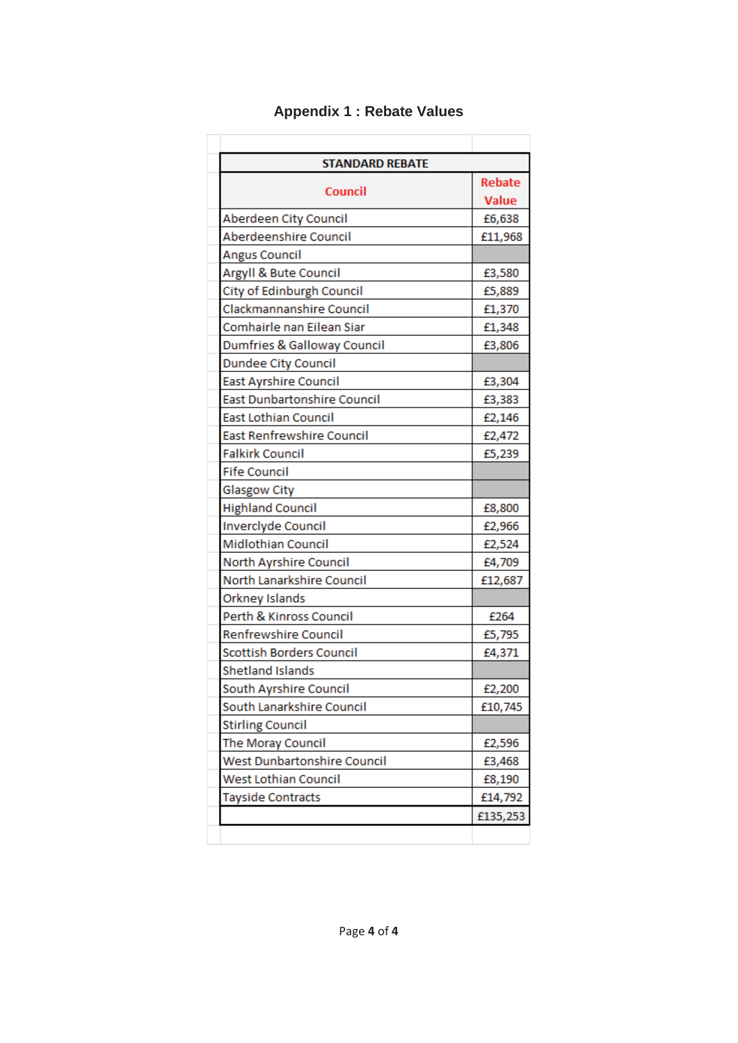# Appendix 1 : Rebate Values

| STANDARD REBATE | |
|---|---|
| **Council** | **Rebate Value** |
| Aberdeen City Council | £6,638 |
| Aberdeenshire Council | £11,968 |
| Angus Council | |
| Argyll & Bute Council | £3,580 |
| City of Edinburgh Council | £5,889 |
| Clackmannanshire Council | £1,370 |
| Comhairle nan Eilean Siar | £1,348 |
| Dumfries & Galloway Council | £3,806 |
| Dundee City Council | |
| East Ayrshire Council | £3,304 |
| East Dunbartonshire Council | £3,383 |
| East Lothian Council | £2,146 |
| East Renfrewshire Council | £2,472 |
| Falkirk Council | £5,239 |
| Fife Council | |
| Glasgow City | |
| Highland Council | £8,800 |
| Inverclyde Council | £2,966 |
| Midlothian Council | £2,524 |
| North Ayrshire Council | £4,709 |
| North Lanarkshire Council | £12,687 |
| Orkney Islands | |
| Perth & Kinross Council | £264 |
| Renfrewshire Council | £5,795 |
| Scottish Borders Council | £4,371 |
| Shetland Islands | |
| South Ayrshire Council | £2,200 |
| South Lanarkshire Council | £10,745 |
| Stirling Council | |
| The Moray Council | £2,596 |
| West Dunbartonshire Council | £3,468 |
| West Lothian Council | £8,190 |
| Tayside Contracts | £14,792 |
| | £135,253 |